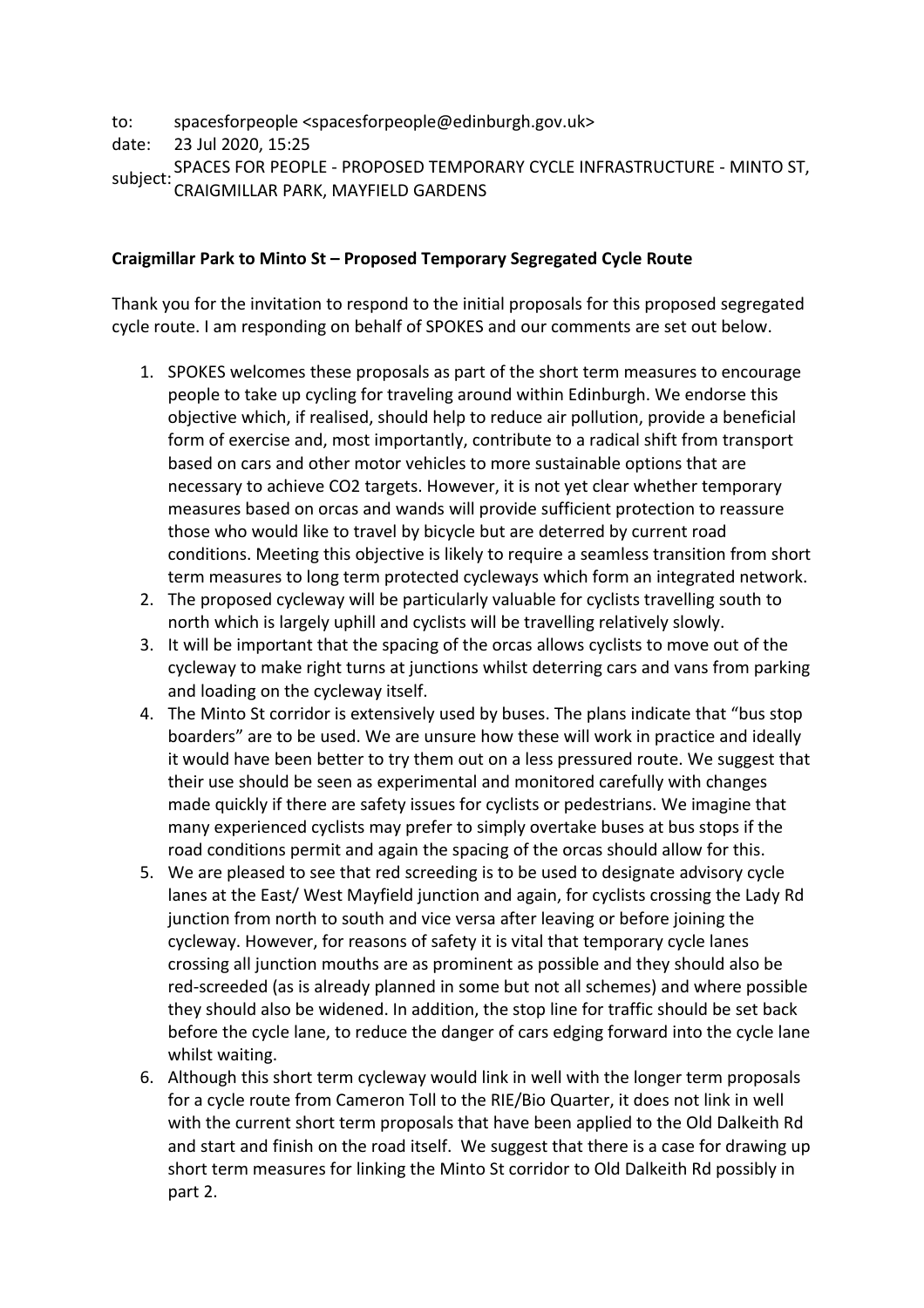to: spacesforpeople <spacesforpeople@edinburgh.gov.uk>
date: 23 Jul 2020, 15:25
subject: SPACES FOR PEOPLE - PROPOSED TEMPORARY CYCLE INFRASTRUCTURE - MINTO ST, CRAIGMILLAR PARK, MAYFIELD GARDENS

**Craigmillar Park to Minto St – Proposed Temporary Segregated Cycle Route**

Thank you for the invitation to respond to the initial proposals for this proposed segregated cycle route. I am responding on behalf of SPOKES and our comments are set out below.

1. SPOKES welcomes these proposals as part of the short term measures to encourage people to take up cycling for traveling around within Edinburgh. We endorse this objective which, if realised, should help to reduce air pollution, provide a beneficial form of exercise and, most importantly, contribute to a radical shift from transport based on cars and other motor vehicles to more sustainable options that are necessary to achieve $CO_2$ targets. However, it is not yet clear whether temporary measures based on orcas and wands will provide sufficient protection to reassure those who would like to travel by bicycle but are deterred by current road conditions. Meeting this objective is likely to require a seamless transition from short term measures to long term protected cycleways which form an integrated network.
2. The proposed cycleway will be particularly valuable for cyclists travelling south to north which is largely uphill and cyclists will be travelling relatively slowly.
3. It will be important that the spacing of the orcas allows cyclists to move out of the cycleway to make right turns at junctions whilst deterring cars and vans from parking and loading on the cycleway itself.
4. The Minto St corridor is extensively used by buses. The plans indicate that "bus stop boarders" are to be used. We are unsure how these will work in practice and ideally it would have been better to try them out on a less pressured route. We suggest that their use should be seen as experimental and monitored carefully with changes made quickly if there are safety issues for cyclists or pedestrians. We imagine that many experienced cyclists may prefer to simply overtake buses at bus stops if the road conditions permit and again the spacing of the orcas should allow for this.
5. We are pleased to see that red screeding is to be used to designate advisory cycle lanes at the East/ West Mayfield junction and again, for cyclists crossing the Lady Rd junction from north to south and vice versa after leaving or before joining the cycleway. However, for reasons of safety it is vital that temporary cycle lanes crossing all junction mouths are as prominent as possible and they should also be red-screeded (as is already planned in some but not all schemes) and where possible they should also be widened. In addition, the stop line for traffic should be set back before the cycle lane, to reduce the danger of cars edging forward into the cycle lane whilst waiting.
6. Although this short term cycleway would link in well with the longer term proposals for a cycle route from Cameron Toll to the RIE/Bio Quarter, it does not link in well with the current short term proposals that have been applied to the Old Dalkeith Rd and start and finish on the road itself. We suggest that there is a case for drawing up short term measures for linking the Minto St corridor to Old Dalkeith Rd possibly in part 2.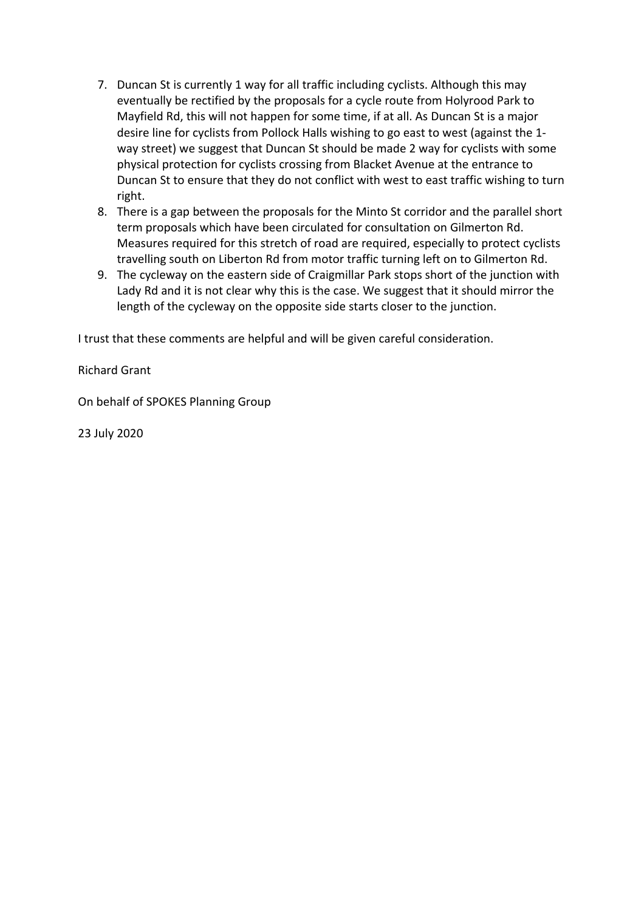7. Duncan St is currently 1 way for all traffic including cyclists. Although this may eventually be rectified by the proposals for a cycle route from Holyrood Park to Mayfield Rd, this will not happen for some time, if at all. As Duncan St is a major desire line for cyclists from Pollock Halls wishing to go east to west (against the 1-way street) we suggest that Duncan St should be made 2 way for cyclists with some physical protection for cyclists crossing from Blacket Avenue at the entrance to Duncan St to ensure that they do not conflict with west to east traffic wishing to turn right.
8. There is a gap between the proposals for the Minto St corridor and the parallel short term proposals which have been circulated for consultation on Gilmerton Rd. Measures required for this stretch of road are required, especially to protect cyclists travelling south on Liberton Rd from motor traffic turning left on to Gilmerton Rd.
9. The cycleway on the eastern side of Craigmillar Park stops short of the junction with Lady Rd and it is not clear why this is the case. We suggest that it should mirror the length of the cycleway on the opposite side starts closer to the junction.

I trust that these comments are helpful and will be given careful consideration.

Richard Grant

On behalf of SPOKES Planning Group

23 July 2020